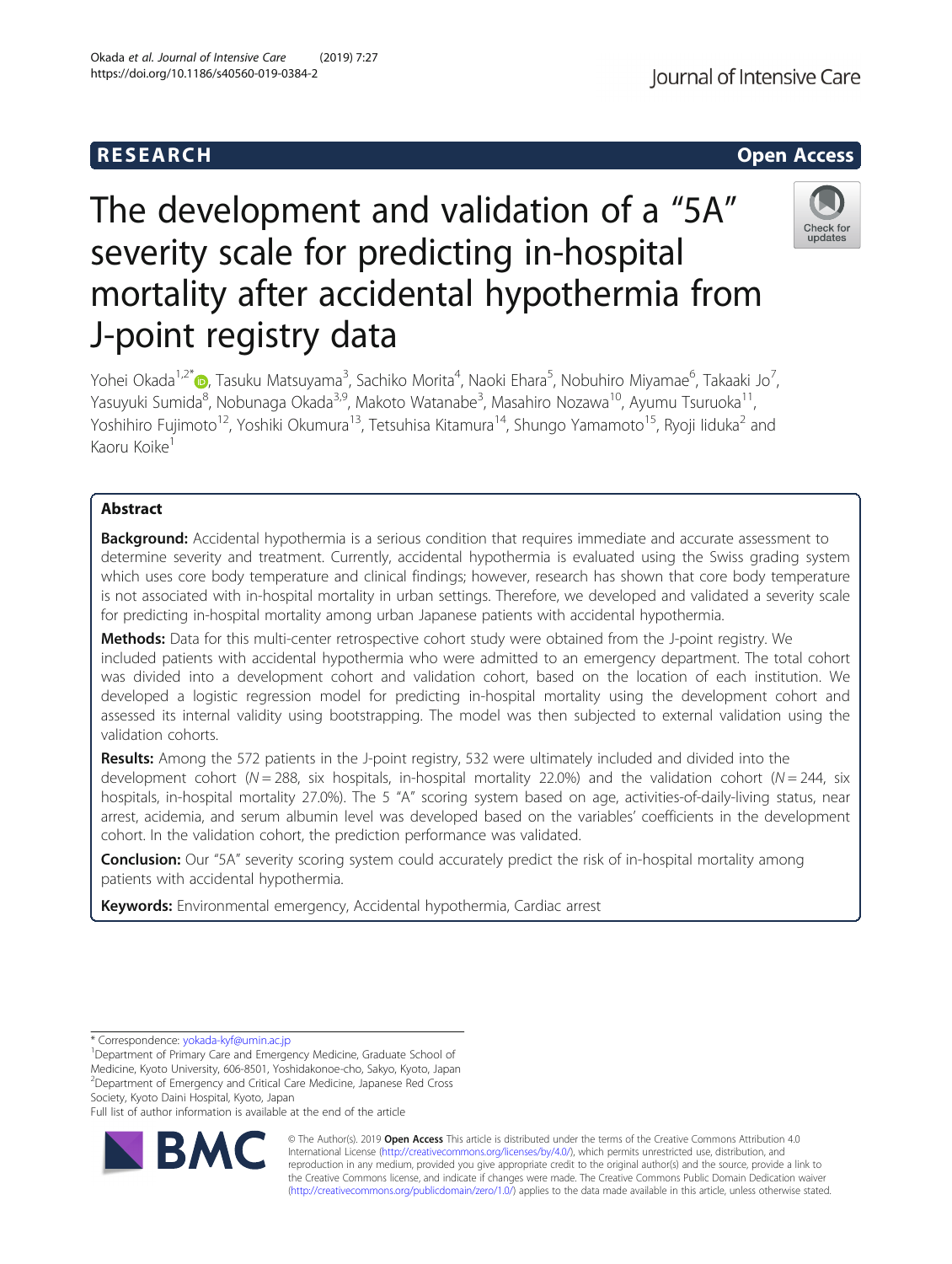RESEARCH

Open Access

# The development and validation of a "5A" severity scale for predicting in-hospital mortality after accidental hypothermia from J-point registry data

Yohei Okada[1,2*], Tasuku Matsuyama[3], Sachiko Morita[4], Naoki Ehara[5], Nobuhiro Miyamae[6], Takaaki Jo[7], Yasuyuki Sumida[8], Nobunaga Okada[3,9], Makoto Watanabe[3], Masahiro Nozawa[10], Ayumu Tsuruoka[11], Yoshihiro Fujimoto[12], Yoshiki Okumura[13], Tetsuhisa Kitamura[14], Shungo Yamamoto[15], Ryoji Iiduka[2] and Kaoru Koike[1]

## Abstract

**Background:** Accidental hypothermia is a serious condition that requires immediate and accurate assessment to determine severity and treatment. Currently, accidental hypothermia is evaluated using the Swiss grading system which uses core body temperature and clinical findings; however, research has shown that core body temperature is not associated with in-hospital mortality in urban settings. Therefore, we developed and validated a severity scale for predicting in-hospital mortality among urban Japanese patients with accidental hypothermia.

**Methods:** Data for this multi-center retrospective cohort study were obtained from the J-point registry. We included patients with accidental hypothermia who were admitted to an emergency department. The total cohort was divided into a development cohort and validation cohort, based on the location of each institution. We developed a logistic regression model for predicting in-hospital mortality using the development cohort and assessed its internal validity using bootstrapping. The model was then subjected to external validation using the validation cohorts.

**Results:** Among the 572 patients in the J-point registry, 532 were ultimately included and divided into the development cohort ($N = 288$, six hospitals, in-hospital mortality 22.0%) and the validation cohort ($N = 244$, six hospitals, in-hospital mortality 27.0%). The 5 "A" scoring system based on age, activities-of-daily-living status, near arrest, acidemia, and serum albumin level was developed based on the variables' coefficients in the development cohort. In the validation cohort, the prediction performance was validated.

**Conclusion:** Our "5A" severity scoring system could accurately predict the risk of in-hospital mortality among patients with accidental hypothermia.

**Keywords:** Environmental emergency, Accidental hypothermia, Cardiac arrest

---

\* Correspondence: yokada-kyf@umin.ac.jp

[1]Department of Primary Care and Emergency Medicine, Graduate School of Medicine, Kyoto University, 606-8501, Yoshidakonoe-cho, Sakyo, Kyoto, Japan

[2]Department of Emergency and Critical Care Medicine, Japanese Red Cross Society, Kyoto Daini Hospital, Kyoto, Japan

Full list of author information is available at the end of the article

© The Author(s). 2019 **Open Access** This article is distributed under the terms of the Creative Commons Attribution 4.0 International License (http://creativecommons.org/licenses/by/4.0/), which permits unrestricted use, distribution, and reproduction in any medium, provided you give appropriate credit to the original author(s) and the source, provide a link to the Creative Commons license, and indicate if changes were made. The Creative Commons Public Domain Dedication waiver (http://creativecommons.org/publicdomain/zero/1.0/) applies to the data made available in this article, unless otherwise stated.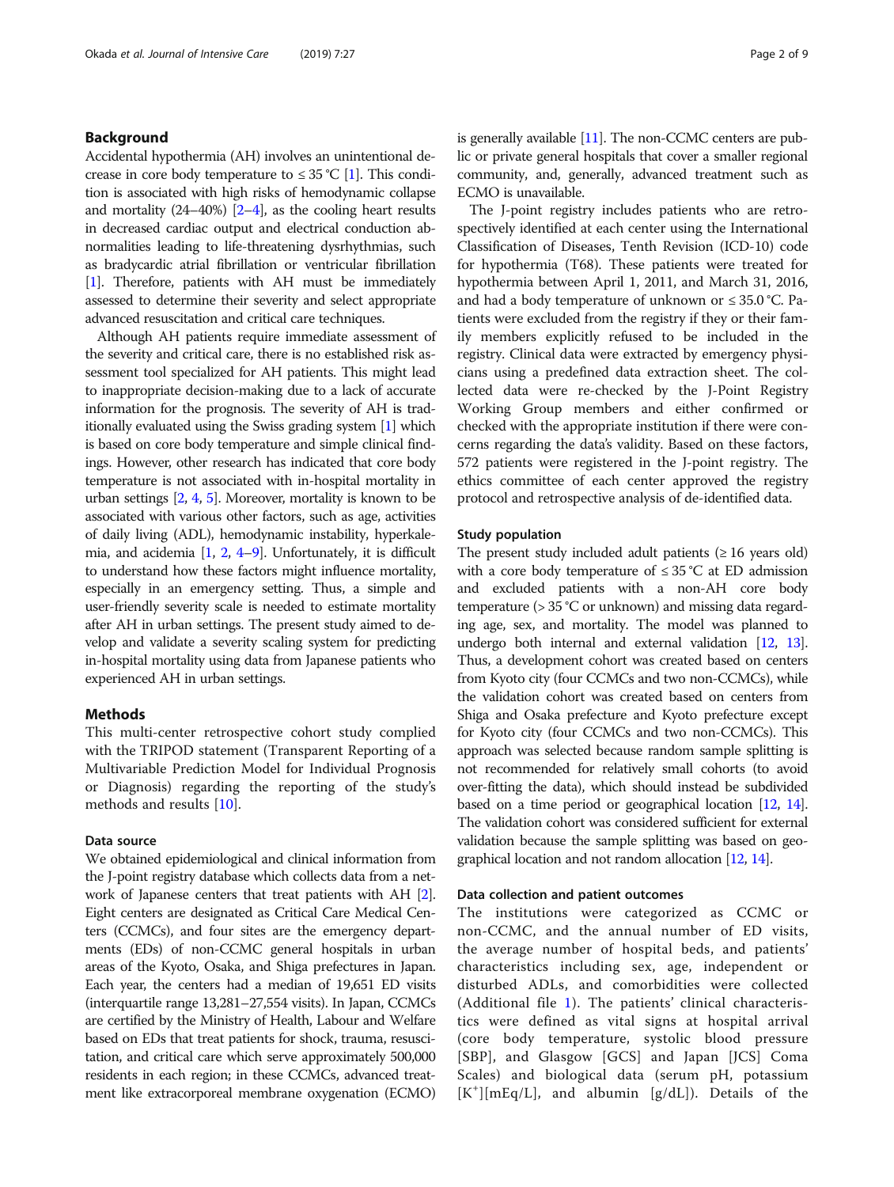## Background

Accidental hypothermia (AH) involves an unintentional decrease in core body temperature to ≤ 35 °C [1]. This condition is associated with high risks of hemodynamic collapse and mortality (24–40%) [2–4], as the cooling heart results in decreased cardiac output and electrical conduction abnormalities leading to life-threatening dysrhythmias, such as bradycardic atrial fibrillation or ventricular fibrillation [1]. Therefore, patients with AH must be immediately assessed to determine their severity and select appropriate advanced resuscitation and critical care techniques.

Although AH patients require immediate assessment of the severity and critical care, there is no established risk assessment tool specialized for AH patients. This might lead to inappropriate decision-making due to a lack of accurate information for the prognosis. The severity of AH is traditionally evaluated using the Swiss grading system [1] which is based on core body temperature and simple clinical findings. However, other research has indicated that core body temperature is not associated with in-hospital mortality in urban settings [2, 4, 5]. Moreover, mortality is known to be associated with various other factors, such as age, activities of daily living (ADL), hemodynamic instability, hyperkalemia, and acidemia [1, 2, 4–9]. Unfortunately, it is difficult to understand how these factors might influence mortality, especially in an emergency setting. Thus, a simple and user-friendly severity scale is needed to estimate mortality after AH in urban settings. The present study aimed to develop and validate a severity scaling system for predicting in-hospital mortality using data from Japanese patients who experienced AH in urban settings.

## Methods

This multi-center retrospective cohort study complied with the TRIPOD statement (Transparent Reporting of a Multivariable Prediction Model for Individual Prognosis or Diagnosis) regarding the reporting of the study's methods and results [10].

### Data source

We obtained epidemiological and clinical information from the J-point registry database which collects data from a network of Japanese centers that treat patients with AH [2]. Eight centers are designated as Critical Care Medical Centers (CCMCs), and four sites are the emergency departments (EDs) of non-CCMC general hospitals in urban areas of the Kyoto, Osaka, and Shiga prefectures in Japan. Each year, the centers had a median of 19,651 ED visits (interquartile range 13,281–27,554 visits). In Japan, CCMCs are certified by the Ministry of Health, Labour and Welfare based on EDs that treat patients for shock, trauma, resuscitation, and critical care which serve approximately 500,000 residents in each region; in these CCMCs, advanced treatment like extracorporeal membrane oxygenation (ECMO) is generally available [11]. The non-CCMC centers are public or private general hospitals that cover a smaller regional community, and, generally, advanced treatment such as ECMO is unavailable.

The J-point registry includes patients who are retrospectively identified at each center using the International Classification of Diseases, Tenth Revision (ICD-10) code for hypothermia (T68). These patients were treated for hypothermia between April 1, 2011, and March 31, 2016, and had a body temperature of unknown or ≤ 35.0 °C. Patients were excluded from the registry if they or their family members explicitly refused to be included in the registry. Clinical data were extracted by emergency physicians using a predefined data extraction sheet. The collected data were re-checked by the J-Point Registry Working Group members and either confirmed or checked with the appropriate institution if there were concerns regarding the data's validity. Based on these factors, 572 patients were registered in the J-point registry. The ethics committee of each center approved the registry protocol and retrospective analysis of de-identified data.

### Study population

The present study included adult patients (≥ 16 years old) with a core body temperature of ≤ 35 °C at ED admission and excluded patients with a non-AH core body temperature (> 35 °C or unknown) and missing data regarding age, sex, and mortality. The model was planned to undergo both internal and external validation [12, 13]. Thus, a development cohort was created based on centers from Kyoto city (four CCMCs and two non-CCMCs), while the validation cohort was created based on centers from Shiga and Osaka prefecture and Kyoto prefecture except for Kyoto city (four CCMCs and two non-CCMCs). This approach was selected because random sample splitting is not recommended for relatively small cohorts (to avoid over-fitting the data), which should instead be subdivided based on a time period or geographical location [12, 14]. The validation cohort was considered sufficient for external validation because the sample splitting was based on geographical location and not random allocation [12, 14].

### Data collection and patient outcomes

The institutions were categorized as CCMC or non-CCMC, and the annual number of ED visits, the average number of hospital beds, and patients' characteristics including sex, age, independent or disturbed ADLs, and comorbidities were collected (Additional file 1). The patients' clinical characteristics were defined as vital signs at hospital arrival (core body temperature, systolic blood pressure [SBP], and Glasgow [GCS] and Japan [JCS] Coma Scales) and biological data (serum pH, potassium [$K^+$][mEq/L], and albumin [g/dL]). Details of the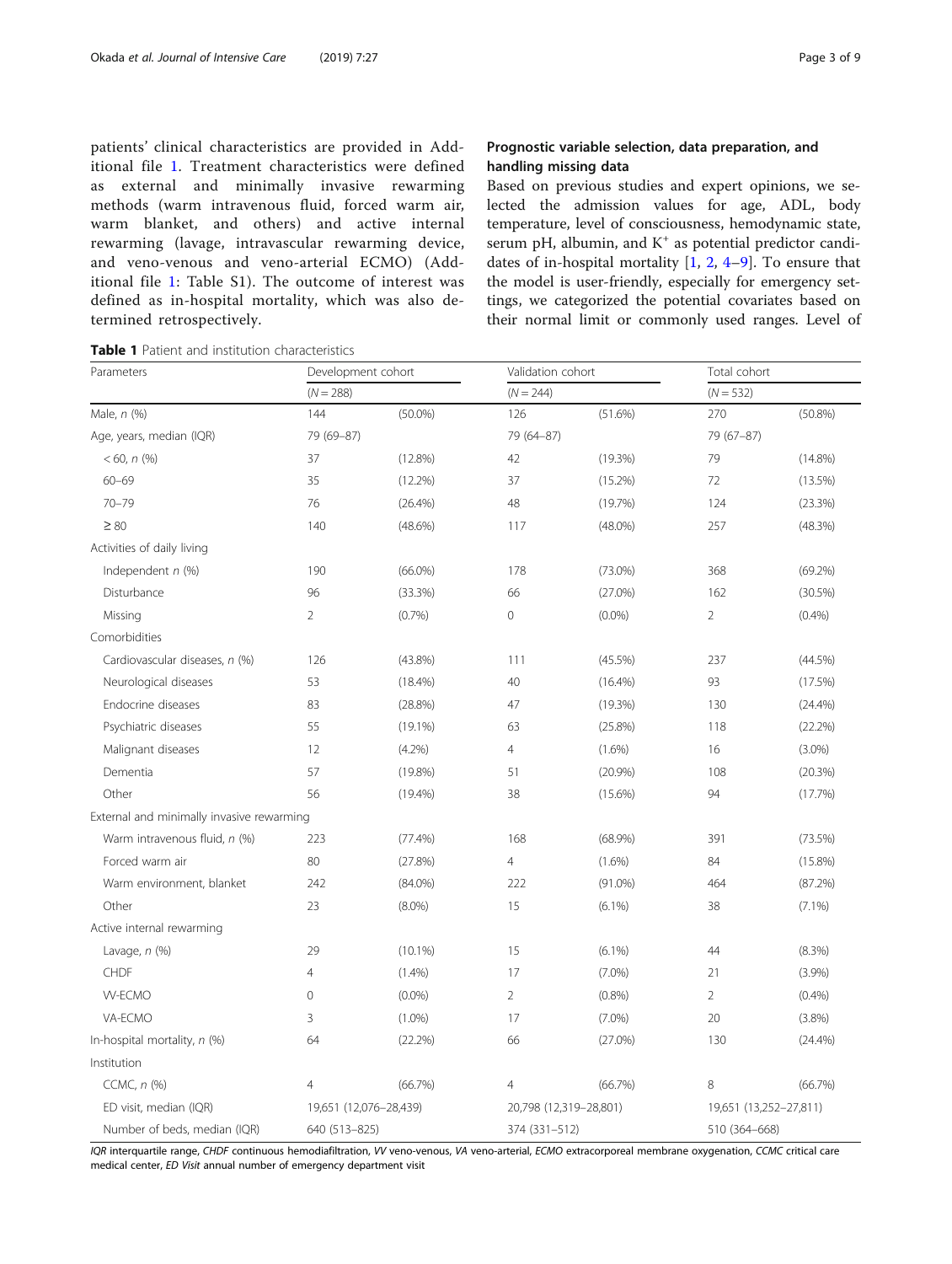patients' clinical characteristics are provided in Additional file 1. Treatment characteristics were defined as external and minimally invasive rewarming methods (warm intravenous fluid, forced warm air, warm blanket, and others) and active internal rewarming (lavage, intravascular rewarming device, and veno-venous and veno-arterial ECMO) (Additional file 1: Table S1). The outcome of interest was defined as in-hospital mortality, which was also determined retrospectively.

## Prognostic variable selection, data preparation, and handling missing data

Based on previous studies and expert opinions, we selected the admission values for age, ADL, body temperature, level of consciousness, hemodynamic state, serum pH, albumin, and $K^+$ as potential predictor candidates of in-hospital mortality [1, 2, 4–9]. To ensure that the model is user-friendly, especially for emergency settings, we categorized the potential covariates based on their normal limit or commonly used ranges. Level of

**Table 1** Patient and institution characteristics

| Parameters | Development cohort | | Validation cohort | | Total cohort | |
|---|---|---|---|---|---|---|
| | (N = 288) | | (N = 244) | | (N = 532) | |
| Male, n (%) | 144 | (50.0%) | 126 | (51.6%) | 270 | (50.8%) |
| Age, years, median (IQR) | 79 (69–87) | | 79 (64–87) | | 79 (67–87) | |
| < 60, n (%) | 37 | (12.8%) | 42 | (19.3%) | 79 | (14.8%) |
| 60–69 | 35 | (12.2%) | 37 | (15.2%) | 72 | (13.5%) |
| 70–79 | 76 | (26.4%) | 48 | (19.7%) | 124 | (23.3%) |
| ≥ 80 | 140 | (48.6%) | 117 | (48.0%) | 257 | (48.3%) |
| Activities of daily living | | | | | | |
| Independent n (%) | 190 | (66.0%) | 178 | (73.0%) | 368 | (69.2%) |
| Disturbance | 96 | (33.3%) | 66 | (27.0%) | 162 | (30.5%) |
| Missing | 2 | (0.7%) | 0 | (0.0%) | 2 | (0.4%) |
| Comorbidities | | | | | | |
| Cardiovascular diseases, n (%) | 126 | (43.8%) | 111 | (45.5%) | 237 | (44.5%) |
| Neurological diseases | 53 | (18.4%) | 40 | (16.4%) | 93 | (17.5%) |
| Endocrine diseases | 83 | (28.8%) | 47 | (19.3%) | 130 | (24.4%) |
| Psychiatric diseases | 55 | (19.1%) | 63 | (25.8%) | 118 | (22.2%) |
| Malignant diseases | 12 | (4.2%) | 4 | (1.6%) | 16 | (3.0%) |
| Dementia | 57 | (19.8%) | 51 | (20.9%) | 108 | (20.3%) |
| Other | 56 | (19.4%) | 38 | (15.6%) | 94 | (17.7%) |
| External and minimally invasive rewarming | | | | | | |
| Warm intravenous fluid, n (%) | 223 | (77.4%) | 168 | (68.9%) | 391 | (73.5%) |
| Forced warm air | 80 | (27.8%) | 4 | (1.6%) | 84 | (15.8%) |
| Warm environment, blanket | 242 | (84.0%) | 222 | (91.0%) | 464 | (87.2%) |
| Other | 23 | (8.0%) | 15 | (6.1%) | 38 | (7.1%) |
| Active internal rewarming | | | | | | |
| Lavage, n (%) | 29 | (10.1%) | 15 | (6.1%) | 44 | (8.3%) |
| CHDF | 4 | (1.4%) | 17 | (7.0%) | 21 | (3.9%) |
| VV-ECMO | 0 | (0.0%) | 2 | (0.8%) | 2 | (0.4%) |
| VA-ECMO | 3 | (1.0%) | 17 | (7.0%) | 20 | (3.8%) |
| In-hospital mortality, n (%) | 64 | (22.2%) | 66 | (27.0%) | 130 | (24.4%) |
| Institution | | | | | | |
| CCMC, n (%) | 4 | (66.7%) | 4 | (66.7%) | 8 | (66.7%) |
| ED visit, median (IQR) | 19,651 (12,076–28,439) | | 20,798 (12,319–28,801) | | 19,651 (13,252–27,811) | |
| Number of beds, median (IQR) | 640 (513–825) | | 374 (331–512) | | 510 (364–668) | |

*IQR* interquartile range, *CHDF* continuous hemodiafiltration, *VV* veno-venous, *VA* veno-arterial, *ECMO* extracorporeal membrane oxygenation, *CCMC* critical care medical center, *ED Visit* annual number of emergency department visit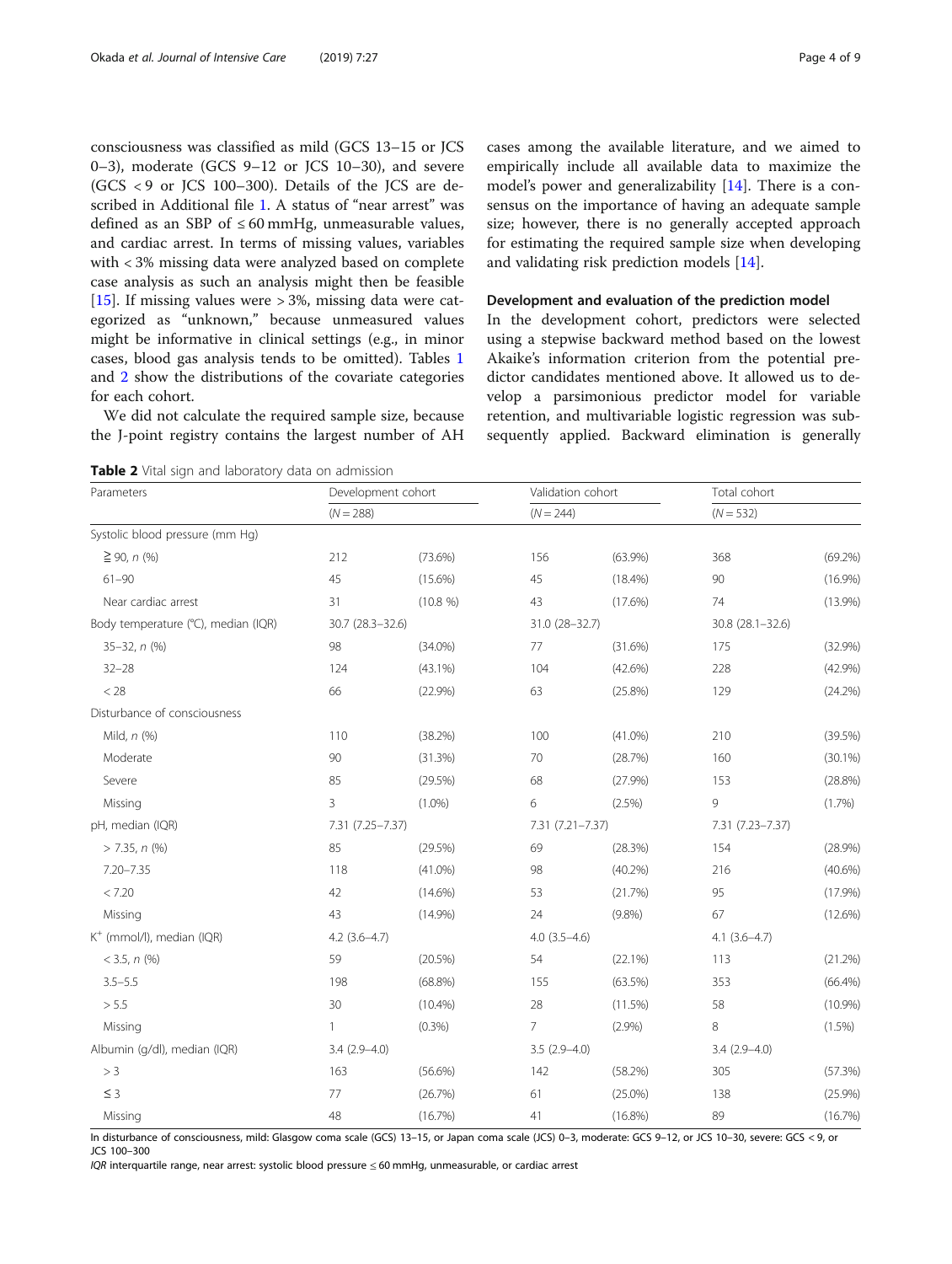consciousness was classified as mild (GCS 13–15 or JCS 0–3), moderate (GCS 9–12 or JCS 10–30), and severe (GCS < 9 or JCS 100–300). Details of the JCS are described in Additional file 1. A status of "near arrest" was defined as an SBP of ≤ 60 mmHg, unmeasurable values, and cardiac arrest. In terms of missing values, variables with < 3% missing data were analyzed based on complete case analysis as such an analysis might then be feasible [15]. If missing values were > 3%, missing data were categorized as "unknown," because unmeasured values might be informative in clinical settings (e.g., in minor cases, blood gas analysis tends to be omitted). Tables 1 and 2 show the distributions of the covariate categories for each cohort.

We did not calculate the required sample size, because the J-point registry contains the largest number of AH cases among the available literature, and we aimed to empirically include all available data to maximize the model's power and generalizability [14]. There is a consensus on the importance of having an adequate sample size; however, there is no generally accepted approach for estimating the required sample size when developing and validating risk prediction models [14].

### Development and evaluation of the prediction model

In the development cohort, predictors were selected using a stepwise backward method based on the lowest Akaike's information criterion from the potential predictor candidates mentioned above. It allowed us to develop a parsimonious predictor model for variable retention, and multivariable logistic regression was subsequently applied. Backward elimination is generally

**Table 2** Vital sign and laboratory data on admission

| Parameters | Development cohort | | Validation cohort | | Total cohort | |
|---|---|---|---|---|---|---|
| | (*N* = 288) | | (*N* = 244) | | (*N* = 532) | |
| Systolic blood pressure (mm Hg) | | | | | | |
| ≧ 90, *n* (%) | 212 | (73.6%) | 156 | (63.9%) | 368 | (69.2%) |
| 61–90 | 45 | (15.6%) | 45 | (18.4%) | 90 | (16.9%) |
| Near cardiac arrest | 31 | (10.8 %) | 43 | (17.6%) | 74 | (13.9%) |
| Body temperature (°C), median (IQR) | 30.7 (28.3–32.6) | | 31.0 (28–32.7) | | 30.8 (28.1–32.6) | |
| 35–32, *n* (%) | 98 | (34.0%) | 77 | (31.6%) | 175 | (32.9%) |
| 32–28 | 124 | (43.1%) | 104 | (42.6%) | 228 | (42.9%) |
| < 28 | 66 | (22.9%) | 63 | (25.8%) | 129 | (24.2%) |
| Disturbance of consciousness | | | | | | |
| Mild, *n* (%) | 110 | (38.2%) | 100 | (41.0%) | 210 | (39.5%) |
| Moderate | 90 | (31.3%) | 70 | (28.7%) | 160 | (30.1%) |
| Severe | 85 | (29.5%) | 68 | (27.9%) | 153 | (28.8%) |
| Missing | 3 | (1.0%) | 6 | (2.5%) | 9 | (1.7%) |
| pH, median (IQR) | 7.31 (7.25–7.37) | | 7.31 (7.21–7.37) | | 7.31 (7.23–7.37) | |
| > 7.35, *n* (%) | 85 | (29.5%) | 69 | (28.3%) | 154 | (28.9%) |
| 7.20–7.35 | 118 | (41.0%) | 98 | (40.2%) | 216 | (40.6%) |
| < 7.20 | 42 | (14.6%) | 53 | (21.7%) | 95 | (17.9%) |
| Missing | 43 | (14.9%) | 24 | (9.8%) | 67 | (12.6%) |
| $K^+$ (mmol/l), median (IQR) | 4.2 (3.6–4.7) | | 4.0 (3.5–4.6) | | 4.1 (3.6–4.7) | |
| < 3.5, *n* (%) | 59 | (20.5%) | 54 | (22.1%) | 113 | (21.2%) |
| 3.5–5.5 | 198 | (68.8%) | 155 | (63.5%) | 353 | (66.4%) |
| > 5.5 | 30 | (10.4%) | 28 | (11.5%) | 58 | (10.9%) |
| Missing | 1 | (0.3%) | 7 | (2.9%) | 8 | (1.5%) |
| Albumin (g/dl), median (IQR) | 3.4 (2.9–4.0) | | 3.5 (2.9–4.0) | | 3.4 (2.9–4.0) | |
| > 3 | 163 | (56.6%) | 142 | (58.2%) | 305 | (57.3%) |
| ≤ 3 | 77 | (26.7%) | 61 | (25.0%) | 138 | (25.9%) |
| Missing | 48 | (16.7%) | 41 | (16.8%) | 89 | (16.7%) |

In disturbance of consciousness, mild: Glasgow coma scale (GCS) 13–15, or Japan coma scale (JCS) 0–3, moderate: GCS 9–12, or JCS 10–30, severe: GCS < 9, or JCS 100–300

*IQR* interquartile range, near arrest: systolic blood pressure ≤ 60 mmHg, unmeasurable, or cardiac arrest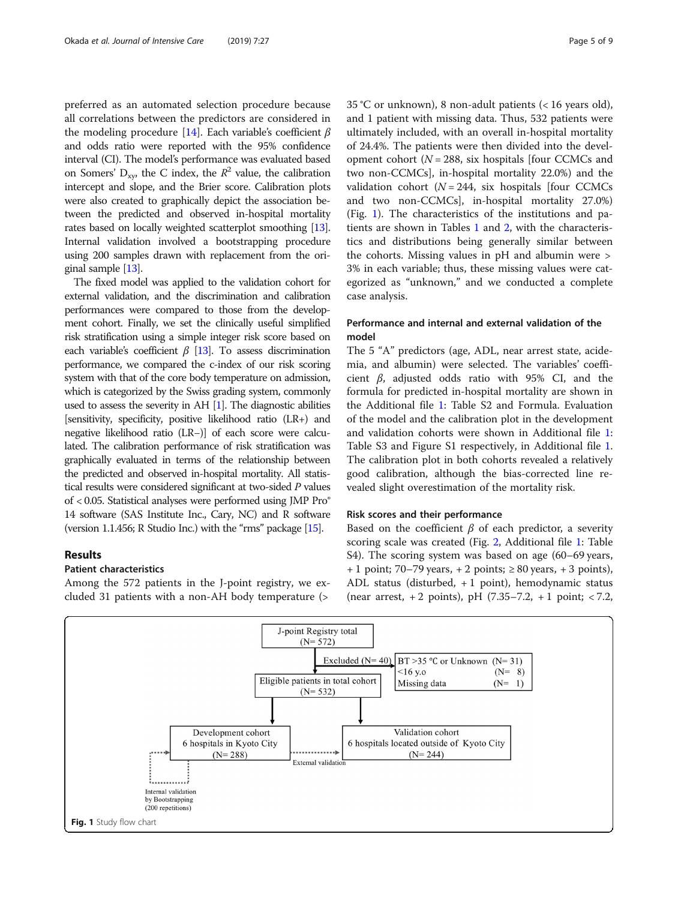preferred as an automated selection procedure because all correlations between the predictors are considered in the modeling procedure [14]. Each variable's coefficient $\beta$ and odds ratio were reported with the 95% confidence interval (CI). The model's performance was evaluated based on Somers' $D_{xy}$, the C index, the $R^2$ value, the calibration intercept and slope, and the Brier score. Calibration plots were also created to graphically depict the association between the predicted and observed in-hospital mortality rates based on locally weighted scatterplot smoothing [13]. Internal validation involved a bootstrapping procedure using 200 samples drawn with replacement from the original sample [13].

The fixed model was applied to the validation cohort for external validation, and the discrimination and calibration performances were compared to those from the development cohort. Finally, we set the clinically useful simplified risk stratification using a simple integer risk score based on each variable's coefficient $\beta$ [13]. To assess discrimination performance, we compared the c-index of our risk scoring system with that of the core body temperature on admission, which is categorized by the Swiss grading system, commonly used to assess the severity in AH [1]. The diagnostic abilities [sensitivity, specificity, positive likelihood ratio (LR+) and negative likelihood ratio (LR−)] of each score were calculated. The calibration performance of risk stratification was graphically evaluated in terms of the relationship between the predicted and observed in-hospital mortality. All statistical results were considered significant at two-sided $P$ values of < 0.05. Statistical analyses were performed using JMP Pro® 14 software (SAS Institute Inc., Cary, NC) and R software (version 1.1.456; R Studio Inc.) with the "rms" package [15].

## Results

### Patient characteristics

Among the 572 patients in the J-point registry, we excluded 31 patients with a non-AH body temperature (> 35 °C or unknown), 8 non-adult patients (< 16 years old), and 1 patient with missing data. Thus, 532 patients were ultimately included, with an overall in-hospital mortality of 24.4%. The patients were then divided into the development cohort ($N$ = 288, six hospitals [four CCMCs and two non-CCMCs], in-hospital mortality 22.0%) and the validation cohort ($N$ = 244, six hospitals [four CCMCs and two non-CCMCs], in-hospital mortality 27.0%) (Fig. 1). The characteristics of the institutions and patients are shown in Tables 1 and 2, with the characteristics and distributions being generally similar between the cohorts. Missing values in pH and albumin were > 3% in each variable; thus, these missing values were categorized as "unknown," and we conducted a complete case analysis.

### Performance and internal and external validation of the model

The 5 "A" predictors (age, ADL, near arrest state, acidemia, and albumin) were selected. The variables' coefficient $\beta$, adjusted odds ratio with 95% CI, and the formula for predicted in-hospital mortality are shown in the Additional file 1: Table S2 and Formula. Evaluation of the model and the calibration plot in the development and validation cohorts were shown in Additional file 1: Table S3 and Figure S1 respectively, in Additional file 1. The calibration plot in both cohorts revealed a relatively good calibration, although the bias-corrected line revealed slight overestimation of the mortality risk.

### Risk scores and their performance

Based on the coefficient $\beta$ of each predictor, a severity scoring scale was created (Fig. 2, Additional file 1: Table S4). The scoring system was based on age (60–69 years, + 1 point; 70–79 years, + 2 points; ≥ 80 years, + 3 points), ADL status (disturbed, + 1 point), hemodynamic status (near arrest, + 2 points), pH (7.35–7.2, + 1 point; < 7.2,

J-point Registry total (N= 572)

Excluded (N= 40): BT >35 °C or Unknown (N= 31); <16 y.o (N= 8); Missing data (N= 1)

Eligible patients in total cohort (N= 532)

Development cohort, 6 hospitals in Kyoto City (N= 288) — Internal validation by Bootstrapping (200 repetitions)

Validation cohort, 6 hospitals located outside of Kyoto City (N= 244) — External validation

**Fig. 1** Study flow chart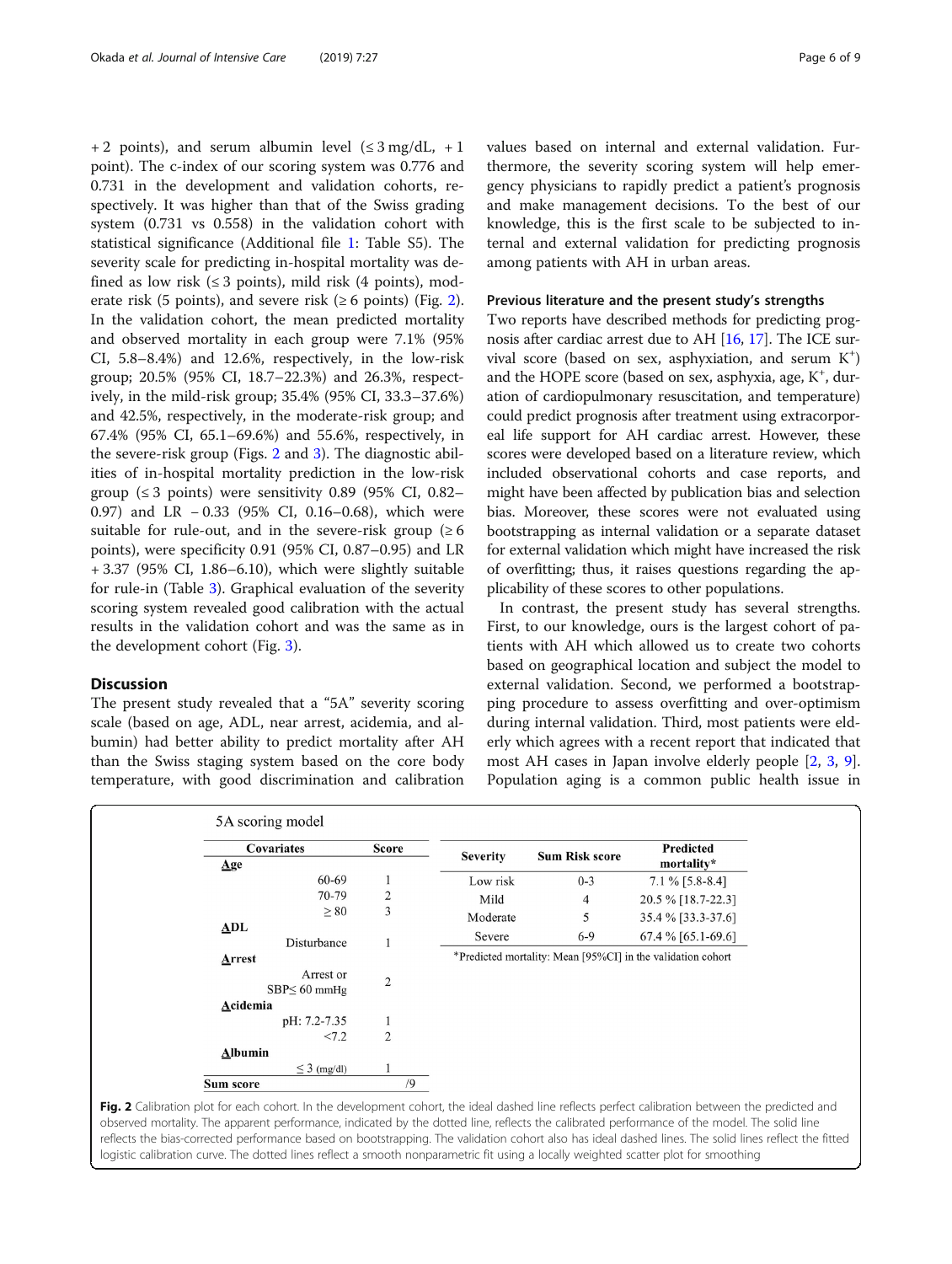+ 2 points), and serum albumin level (≤ 3 mg/dL, + 1 point). The c-index of our scoring system was 0.776 and 0.731 in the development and validation cohorts, respectively. It was higher than that of the Swiss grading system (0.731 vs 0.558) in the validation cohort with statistical significance (Additional file 1: Table S5). The severity scale for predicting in-hospital mortality was defined as low risk (≤ 3 points), mild risk (4 points), moderate risk (5 points), and severe risk (≥ 6 points) (Fig. 2). In the validation cohort, the mean predicted mortality and observed mortality in each group were 7.1% (95% CI, 5.8–8.4%) and 12.6%, respectively, in the low-risk group; 20.5% (95% CI, 18.7–22.3%) and 26.3%, respectively, in the mild-risk group; 35.4% (95% CI, 33.3–37.6%) and 42.5%, respectively, in the moderate-risk group; and 67.4% (95% CI, 65.1–69.6%) and 55.6%, respectively, in the severe-risk group (Figs. 2 and 3). The diagnostic abilities of in-hospital mortality prediction in the low-risk group (≤ 3 points) were sensitivity 0.89 (95% CI, 0.82–0.97) and LR − 0.33 (95% CI, 0.16–0.68), which were suitable for rule-out, and in the severe-risk group (≥ 6 points), were specificity 0.91 (95% CI, 0.87–0.95) and LR + 3.37 (95% CI, 1.86–6.10), which were slightly suitable for rule-in (Table 3). Graphical evaluation of the severity scoring system revealed good calibration with the actual results in the validation cohort and was the same as in the development cohort (Fig. 3).

## Discussion

The present study revealed that a "5A" severity scoring scale (based on age, ADL, near arrest, acidemia, and albumin) had better ability to predict mortality after AH than the Swiss staging system based on the core body temperature, with good discrimination and calibration values based on internal and external validation. Furthermore, the severity scoring system will help emergency physicians to rapidly predict a patient's prognosis and make management decisions. To the best of our knowledge, this is the first scale to be subjected to internal and external validation for predicting prognosis among patients with AH in urban areas.

### Previous literature and the present study's strengths

Two reports have described methods for predicting prognosis after cardiac arrest due to AH [16, 17]. The ICE survival score (based on sex, asphyxiation, and serum $K^+$) and the HOPE score (based on sex, asphyxia, age, $K^+$, duration of cardiopulmonary resuscitation, and temperature) could predict prognosis after treatment using extracorporeal life support for AH cardiac arrest. However, these scores were developed based on a literature review, which included observational cohorts and case reports, and might have been affected by publication bias and selection bias. Moreover, these scores were not evaluated using bootstrapping as internal validation or a separate dataset for external validation which might have increased the risk of overfitting; thus, it raises questions regarding the applicability of these scores to other populations.

In contrast, the present study has several strengths. First, to our knowledge, ours is the largest cohort of patients with AH which allowed us to create two cohorts based on geographical location and subject the model to external validation. Second, we performed a bootstrapping procedure to assess overfitting and over-optimism during internal validation. Third, most patients were elderly which agrees with a recent report that indicated that most AH cases in Japan involve elderly people [2, 3, 9]. Population aging is a common public health issue in

5A scoring model

| Covariates | Score |
|---|---|
| **A**ge | |
| 60-69 | 1 |
| 70-79 | 2 |
| ≥ 80 | 3 |
| **A**DL | |
| Disturbance | 1 |
| **A**rrest | |
| Arrest or SBP≤ 60 mmHg | 2 |
| **A**cidemia | |
| pH: 7.2-7.35 | 1 |
| <7.2 | 2 |
| **A**lbumin | |
| ≤ 3 (mg/dl) | 1 |
| **Sum score** | /9 |

| Severity | Sum Risk score | Predicted mortality* |
|---|---|---|
| Low risk | 0-3 | 7.1 % [5.8-8.4] |
| Mild | 4 | 20.5 % [18.7-22.3] |
| Moderate | 5 | 35.4 % [33.3-37.6] |
| Severe | 6-9 | 67.4 % [65.1-69.6] |

*Predicted mortality: Mean [95%CI] in the validation cohort

**Fig. 2** Calibration plot for each cohort. In the development cohort, the ideal dashed line reflects perfect calibration between the predicted and observed mortality. The apparent performance, indicated by the dotted line, reflects the calibrated performance of the model. The solid line reflects the bias-corrected performance based on bootstrapping. The validation cohort also has ideal dashed lines. The solid lines reflect the fitted logistic calibration curve. The dotted lines reflect a smooth nonparametric fit using a locally weighted scatter plot for smoothing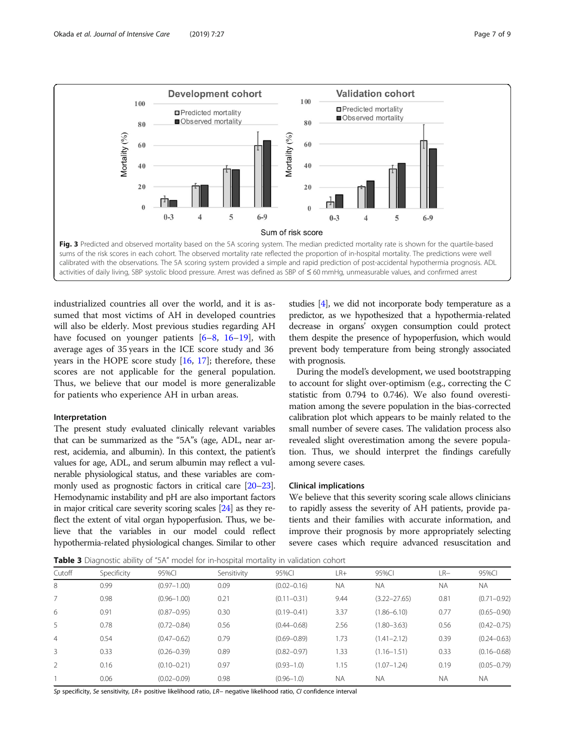Fig. 3 Predicted and observed mortality based on the 5A scoring system. The median predicted mortality rate is shown for the quartile-based sums of the risk scores in each cohort. The observed mortality rate reflected the proportion of in-hospital mortality. The predictions were well calibrated with the observations. The 5A scoring system provided a simple and rapid prediction of post-accidental hypothermia prognosis. ADL activities of daily living, SBP systolic blood pressure. Arrest was defined as SBP of ≤ 60 mmHg, unmeasurable values, and confirmed arrest

industrialized countries all over the world, and it is assumed that most victims of AH in developed countries will also be elderly. Most previous studies regarding AH have focused on younger patients [6–8, 16–19], with average ages of 35 years in the ICE score study and 36 years in the HOPE score study [16, 17]; therefore, these scores are not applicable for the general population. Thus, we believe that our model is more generalizable for patients who experience AH in urban areas.

### Interpretation

The present study evaluated clinically relevant variables that can be summarized as the "5A"s (age, ADL, near arrest, acidemia, and albumin). In this context, the patient's values for age, ADL, and serum albumin may reflect a vulnerable physiological status, and these variables are commonly used as prognostic factors in critical care [20–23]. Hemodynamic instability and pH are also important factors in major critical care severity scoring scales [24] as they reflect the extent of vital organ hypoperfusion. Thus, we believe that the variables in our model could reflect hypothermia-related physiological changes. Similar to other studies [4], we did not incorporate body temperature as a predictor, as we hypothesized that a hypothermia-related decrease in organs' oxygen consumption could protect them despite the presence of hypoperfusion, which would prevent body temperature from being strongly associated with prognosis.

During the model's development, we used bootstrapping to account for slight over-optimism (e.g., correcting the C statistic from 0.794 to 0.746). We also found overestimation among the severe population in the bias-corrected calibration plot which appears to be mainly related to the small number of severe cases. The validation process also revealed slight overestimation among the severe population. Thus, we should interpret the findings carefully among severe cases.

### Clinical implications

We believe that this severity scoring scale allows clinicians to rapidly assess the severity of AH patients, provide patients and their families with accurate information, and improve their prognosis by more appropriately selecting severe cases which require advanced resuscitation and

**Table 3** Diagnostic ability of "5A" model for in-hospital mortality in validation cohort

| Cutoff | Specificity | 95%CI | Sensitivity | 95%CI | LR+ | 95%CI | LR− | 95%CI |
|---|---|---|---|---|---|---|---|---|
| 8 | 0.99 | (0.97–1.00) | 0.09 | (0.02–0.16) | NA | NA | NA | NA |
| 7 | 0.98 | (0.96–1.00) | 0.21 | (0.11–0.31) | 9.44 | (3.22–27.65) | 0.81 | (0.71–0.92) |
| 6 | 0.91 | (0.87–0.95) | 0.30 | (0.19–0.41) | 3.37 | (1.86–6.10) | 0.77 | (0.65–0.90) |
| 5 | 0.78 | (0.72–0.84) | 0.56 | (0.44–0.68) | 2.56 | (1.80–3.63) | 0.56 | (0.42–0.75) |
| 4 | 0.54 | (0.47–0.62) | 0.79 | (0.69–0.89) | 1.73 | (1.41–2.12) | 0.39 | (0.24–0.63) |
| 3 | 0.33 | (0.26–0.39) | 0.89 | (0.82–0.97) | 1.33 | (1.16–1.51) | 0.33 | (0.16–0.68) |
| 2 | 0.16 | (0.10–0.21) | 0.97 | (0.93–1.0) | 1.15 | (1.07–1.24) | 0.19 | (0.05–0.79) |
| 1 | 0.06 | (0.02–0.09) | 0.98 | (0.96–1.0) | NA | NA | NA | NA |

*Sp* specificity, *Se* sensitivity, *LR+* positive likelihood ratio, *LR−* negative likelihood ratio, *CI* confidence interval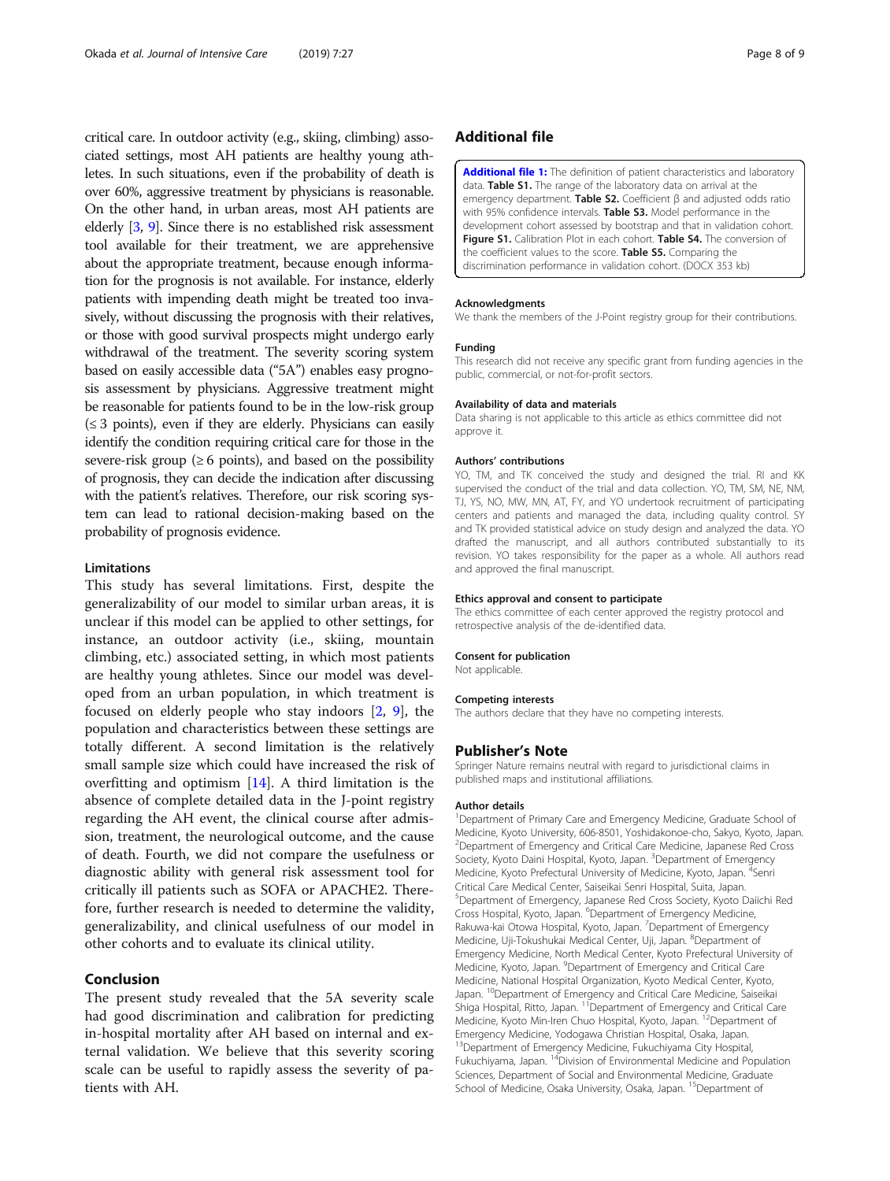critical care. In outdoor activity (e.g., skiing, climbing) associated settings, most AH patients are healthy young athletes. In such situations, even if the probability of death is over 60%, aggressive treatment by physicians is reasonable. On the other hand, in urban areas, most AH patients are elderly [3, 9]. Since there is no established risk assessment tool available for their treatment, we are apprehensive about the appropriate treatment, because enough information for the prognosis is not available. For instance, elderly patients with impending death might be treated too invasively, without discussing the prognosis with their relatives, or those with good survival prospects might undergo early withdrawal of the treatment. The severity scoring system based on easily accessible data ("5A") enables easy prognosis assessment by physicians. Aggressive treatment might be reasonable for patients found to be in the low-risk group (≤ 3 points), even if they are elderly. Physicians can easily identify the condition requiring critical care for those in the severe-risk group (≥ 6 points), and based on the possibility of prognosis, they can decide the indication after discussing with the patient's relatives. Therefore, our risk scoring system can lead to rational decision-making based on the probability of prognosis evidence.

### Limitations

This study has several limitations. First, despite the generalizability of our model to similar urban areas, it is unclear if this model can be applied to other settings, for instance, an outdoor activity (i.e., skiing, mountain climbing, etc.) associated setting, in which most patients are healthy young athletes. Since our model was developed from an urban population, in which treatment is focused on elderly people who stay indoors [2, 9], the population and characteristics between these settings are totally different. A second limitation is the relatively small sample size which could have increased the risk of overfitting and optimism [14]. A third limitation is the absence of complete detailed data in the J-point registry regarding the AH event, the clinical course after admission, treatment, the neurological outcome, and the cause of death. Fourth, we did not compare the usefulness or diagnostic ability with general risk assessment tool for critically ill patients such as SOFA or APACHE2. Therefore, further research is needed to determine the validity, generalizability, and clinical usefulness of our model in other cohorts and to evaluate its clinical utility.

## Conclusion

The present study revealed that the 5A severity scale had good discrimination and calibration for predicting in-hospital mortality after AH based on internal and external validation. We believe that this severity scoring scale can be useful to rapidly assess the severity of patients with AH.

## Additional file

**Additional file 1:** The definition of patient characteristics and laboratory data. **Table S1.** The range of the laboratory data on arrival at the emergency department. **Table S2.** Coefficient β and adjusted odds ratio with 95% confidence intervals. **Table S3.** Model performance in the development cohort assessed by bootstrap and that in validation cohort. **Figure S1.** Calibration Plot in each cohort. **Table S4.** The conversion of the coefficient values to the score. **Table S5.** Comparing the discrimination performance in validation cohort. (DOCX 353 kb)

#### Acknowledgments

We thank the members of the J-Point registry group for their contributions.

#### Funding

This research did not receive any specific grant from funding agencies in the public, commercial, or not-for-profit sectors.

#### Availability of data and materials

Data sharing is not applicable to this article as ethics committee did not approve it.

#### Authors' contributions

YO, TM, and TK conceived the study and designed the trial. RI and KK supervised the conduct of the trial and data collection. YO, TM, SM, NE, NM, TJ, YS, NO, MW, MN, AT, FY, and YO undertook recruitment of participating centers and patients and managed the data, including quality control. SY and TK provided statistical advice on study design and analyzed the data. YO drafted the manuscript, and all authors contributed substantially to its revision. YO takes responsibility for the paper as a whole. All authors read and approved the final manuscript.

#### Ethics approval and consent to participate

The ethics committee of each center approved the registry protocol and retrospective analysis of the de-identified data.

#### Consent for publication

Not applicable.

#### Competing interests

The authors declare that they have no competing interests.

## Publisher's Note

Springer Nature remains neutral with regard to jurisdictional claims in published maps and institutional affiliations.

#### Author details

[1]Department of Primary Care and Emergency Medicine, Graduate School of Medicine, Kyoto University, 606-8501, Yoshidakonoe-cho, Sakyo, Kyoto, Japan. [2]Department of Emergency and Critical Care Medicine, Japanese Red Cross Society, Kyoto Daini Hospital, Kyoto, Japan. [3]Department of Emergency Medicine, Kyoto Prefectural University of Medicine, Kyoto, Japan. [4]Senri Critical Care Medical Center, Saiseikai Senri Hospital, Suita, Japan. [5]Department of Emergency, Japanese Red Cross Society, Kyoto Daiichi Red Cross Hospital, Kyoto, Japan. [6]Department of Emergency Medicine, Rakuwa-kai Otowa Hospital, Kyoto, Japan. [7]Department of Emergency Medicine, Uji-Tokushukai Medical Center, Uji, Japan. [8]Department of Emergency Medicine, North Medical Center, Kyoto Prefectural University of Medicine, Kyoto, Japan. [9]Department of Emergency and Critical Care Medicine, National Hospital Organization, Kyoto Medical Center, Kyoto, Japan. [10]Department of Emergency and Critical Care Medicine, Saiseikai Shiga Hospital, Ritto, Japan. [11]Department of Emergency and Critical Care Medicine, Kyoto Min-Iren Chuo Hospital, Kyoto, Japan. [12]Department of Emergency Medicine, Yodogawa Christian Hospital, Osaka, Japan. [13]Department of Emergency Medicine, Fukuchiyama City Hospital, Fukuchiyama, Japan. [14]Division of Environmental Medicine and Population Sciences, Department of Social and Environmental Medicine, Graduate School of Medicine, Osaka University, Osaka, Japan. [15]Department of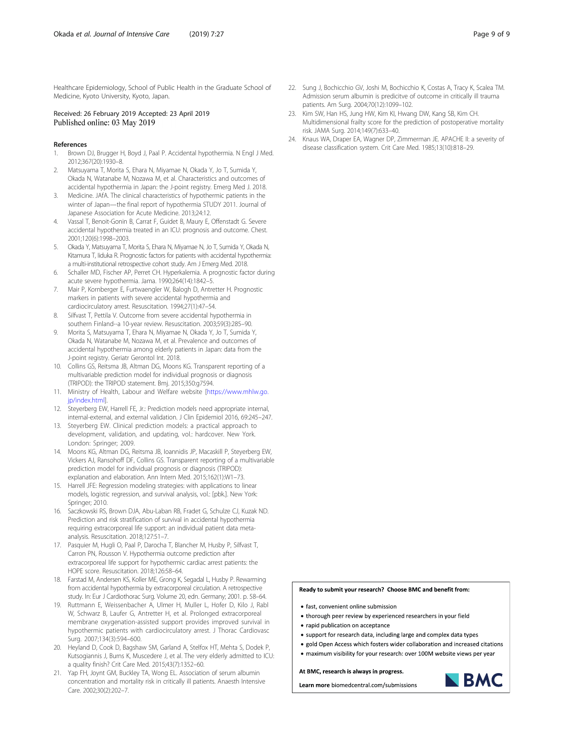Healthcare Epidemiology, School of Public Health in the Graduate School of Medicine, Kyoto University, Kyoto, Japan.

Received: 26 February 2019 Accepted: 23 April 2019
Published online: 03 May 2019

## References

1. Brown DJ, Brugger H, Boyd J, Paal P. Accidental hypothermia. N Engl J Med. 2012;367(20):1930–8.
2. Matsuyama T, Morita S, Ehara N, Miyamae N, Okada Y, Jo T, Sumida Y, Okada N, Watanabe M, Nozawa M, et al. Characteristics and outcomes of accidental hypothermia in Japan: the J-point registry. Emerg Med J. 2018.
3. Medicine. JAfA. The clinical characteristics of hypothermic patients in the winter of Japan—the final report of hypothermia STUDY 2011. Journal of Japanese Association for Acute Medicine. 2013;24:12.
4. Vassal T, Benoit-Gonin B, Carrat F, Guidet B, Maury E, Offenstadt G. Severe accidental hypothermia treated in an ICU: prognosis and outcome. Chest. 2001;120(6):1998–2003.
5. Okada Y, Matsuyama T, Morita S, Ehara N, Miyamae N, Jo T, Sumida Y, Okada N, Kitamura T, Iiduka R. Prognostic factors for patients with accidental hypothermia: a multi-institutional retrospective cohort study. Am J Emerg Med. 2018.
6. Schaller MD, Fischer AP, Perret CH. Hyperkalemia. A prognostic factor during acute severe hypothermia. Jama. 1990;264(14):1842–5.
7. Mair P, Kornberger E, Furtwaengler W, Balogh D, Antretter H. Prognostic markers in patients with severe accidental hypothermia and cardiocirculatory arrest. Resuscitation. 1994;27(1):47–54.
8. Silfvast T, Pettila V. Outcome from severe accidental hypothermia in southern Finland--a 10-year review. Resuscitation. 2003;59(3):285–90.
9. Morita S, Matsuyama T, Ehara N, Miyamae N, Okada Y, Jo T, Sumida Y, Okada N, Watanabe M, Nozawa M, et al. Prevalence and outcomes of accidental hypothermia among elderly patients in Japan: data from the J-point registry. Geriatr Gerontol Int. 2018.
10. Collins GS, Reitsma JB, Altman DG, Moons KG. Transparent reporting of a multivariable prediction model for individual prognosis or diagnosis (TRIPOD): the TRIPOD statement. Bmj. 2015;350:g7594.
11. Ministry of Health, Labour and Welfare website [https://www.mhlw.go.jp/index.html].
12. Steyerberg EW, Harrell FE, Jr.: Prediction models need appropriate internal, internal-external, and external validation. J Clin Epidemiol 2016, 69:245–247.
13. Steyerberg EW. Clinical prediction models: a practical approach to development, validation, and updating, vol.: hardcover. New York. London: Springer; 2009.
14. Moons KG, Altman DG, Reitsma JB, Ioannidis JP, Macaskill P, Steyerberg EW, Vickers AJ, Ransohoff DF, Collins GS. Transparent reporting of a multivariable prediction model for individual prognosis or diagnosis (TRIPOD): explanation and elaboration. Ann Intern Med. 2015;162(1):W1–73.
15. Harrell JFE: Regression modeling strategies: with applications to linear models, logistic regression, and survival analysis, vol.: [pbk.]. New York: Springer; 2010.
16. Saczkowski RS, Brown DJA, Abu-Laban RB, Fradet G, Schulze CJ, Kuzak ND. Prediction and risk stratification of survival in accidental hypothermia requiring extracorporeal life support: an individual patient data meta-analysis. Resuscitation. 2018;127:51–7.
17. Pasquier M, Hugli O, Paal P, Darocha T, Blancher M, Husby P, Silfvast T, Carron PN, Rousson V. Hypothermia outcome prediction after extracorporeal life support for hypothermic cardiac arrest patients: the HOPE score. Resuscitation. 2018;126:58–64.
18. Farstad M, Andersen KS, Koller ME, Grong K, Segadal L, Husby P. Rewarming from accidental hypothermia by extracorporeal circulation. A retrospective study. In: Eur J Cardiothorac Surg. Volume 20, edn. Germany; 2001. p. 58–64.
19. Ruttmann E, Weissenbacher A, Ulmer H, Muller L, Hofer D, Kilo J, Rabl W, Schwarz B, Laufer G, Antretter H, et al. Prolonged extracorporeal membrane oxygenation-assisted support provides improved survival in hypothermic patients with cardiocirculatory arrest. J Thorac Cardiovasc Surg. 2007;134(3):594–600.
20. Heyland D, Cook D, Bagshaw SM, Garland A, Stelfox HT, Mehta S, Dodek P, Kutsogiannis J, Burns K, Muscedere J, et al. The very elderly admitted to ICU: a quality finish? Crit Care Med. 2015;43(7):1352–60.
21. Yap FH, Joynt GM, Buckley TA, Wong EL. Association of serum albumin concentration and mortality risk in critically ill patients. Anaesth Intensive Care. 2002;30(2):202–7.
22. Sung J, Bochicchio GV, Joshi M, Bochicchio K, Costas A, Tracy K, Scalea TM. Admission serum albumin is predicitve of outcome in critically ill trauma patients. Am Surg. 2004;70(12):1099–102.
23. Kim SW, Han HS, Jung HW, Kim KI, Hwang DW, Kang SB, Kim CH. Multidimensional frailty score for the prediction of postoperative mortality risk. JAMA Surg. 2014;149(7):633–40.
24. Knaus WA, Draper EA, Wagner DP, Zimmerman JE. APACHE II: a severity of disease classification system. Crit Care Med. 1985;13(10):818–29.

**Ready to submit your research? Choose BMC and benefit from:**

- fast, convenient online submission
- thorough peer review by experienced researchers in your field
- rapid publication on acceptance
- support for research data, including large and complex data types
- gold Open Access which fosters wider collaboration and increased citations
- maximum visibility for your research: over 100M website views per year

**At BMC, research is always in progress.**

**Learn more** biomedcentral.com/submissions